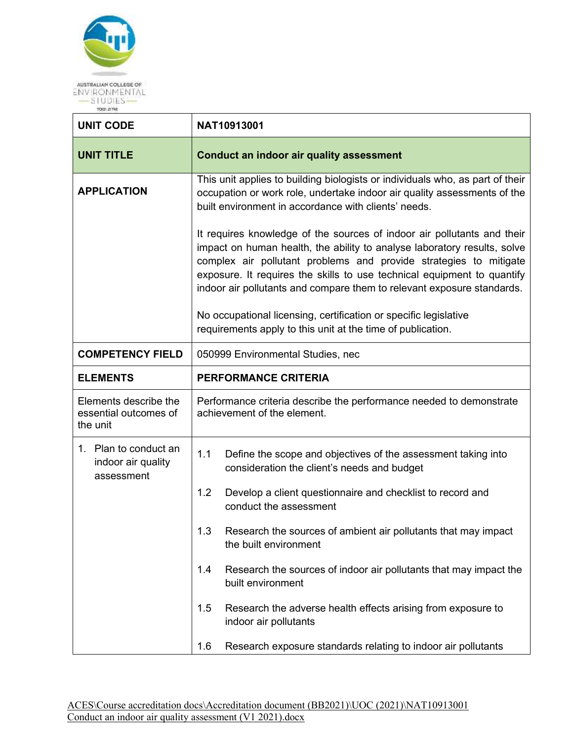| UNIT CODE | NAT10913001 |
| --- | --- |
| **UNIT TITLE** | **Conduct an indoor air quality assessment** |
| **APPLICATION** | This unit applies to building biologists or individuals who, as part of their occupation or work role, undertake indoor air quality assessments of the built environment in accordance with clients' needs.<br><br>It requires knowledge of the sources of indoor air pollutants and their impact on human health, the ability to analyse laboratory results, solve complex air pollutant problems and provide strategies to mitigate exposure. It requires the skills to use technical equipment to quantify indoor air pollutants and compare them to relevant exposure standards.<br><br>No occupational licensing, certification or specific legislative requirements apply to this unit at the time of publication. |
| **COMPETENCY FIELD** | 050999 Environmental Studies, nec |
| **ELEMENTS** | **PERFORMANCE CRITERIA** |
| Elements describe the essential outcomes of the unit | Performance criteria describe the performance needed to demonstrate achievement of the element. |
| 1. Plan to conduct an indoor air quality assessment | 1.1 Define the scope and objectives of the assessment taking into consideration the client's needs and budget<br><br>1.2 Develop a client questionnaire and checklist to record and conduct the assessment<br><br>1.3 Research the sources of ambient air pollutants that may impact the built environment<br><br>1.4 Research the sources of indoor air pollutants that may impact the built environment<br><br>1.5 Research the adverse health effects arising from exposure to indoor air pollutants<br><br>1.6 Research exposure standards relating to indoor air pollutants |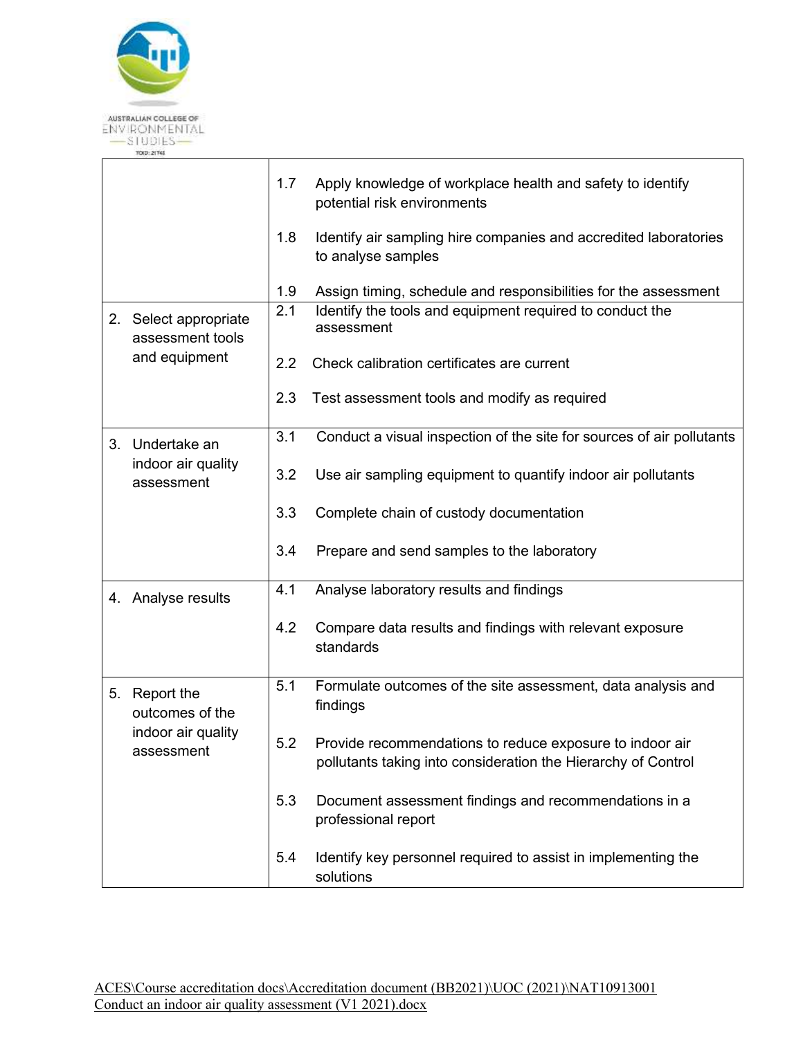| | |
|---|---|
| | 1.7 Apply knowledge of workplace health and safety to identify potential risk environments<br><br>1.8 Identify air sampling hire companies and accredited laboratories to analyse samples<br><br>1.9 Assign timing, schedule and responsibilities for the assessment |
| 2. Select appropriate assessment tools and equipment | 2.1 Identify the tools and equipment required to conduct the assessment<br><br>2.2 Check calibration certificates are current<br><br>2.3 Test assessment tools and modify as required |
| 3. Undertake an indoor air quality assessment | 3.1 Conduct a visual inspection of the site for sources of air pollutants<br><br>3.2 Use air sampling equipment to quantify indoor air pollutants<br><br>3.3 Complete chain of custody documentation<br><br>3.4 Prepare and send samples to the laboratory |
| 4. Analyse results | 4.1 Analyse laboratory results and findings<br><br>4.2 Compare data results and findings with relevant exposure standards |
| 5. Report the outcomes of the indoor air quality assessment | 5.1 Formulate outcomes of the site assessment, data analysis and findings<br><br>5.2 Provide recommendations to reduce exposure to indoor air pollutants taking into consideration the Hierarchy of Control<br><br>5.3 Document assessment findings and recommendations in a professional report<br><br>5.4 Identify key personnel required to assist in implementing the solutions |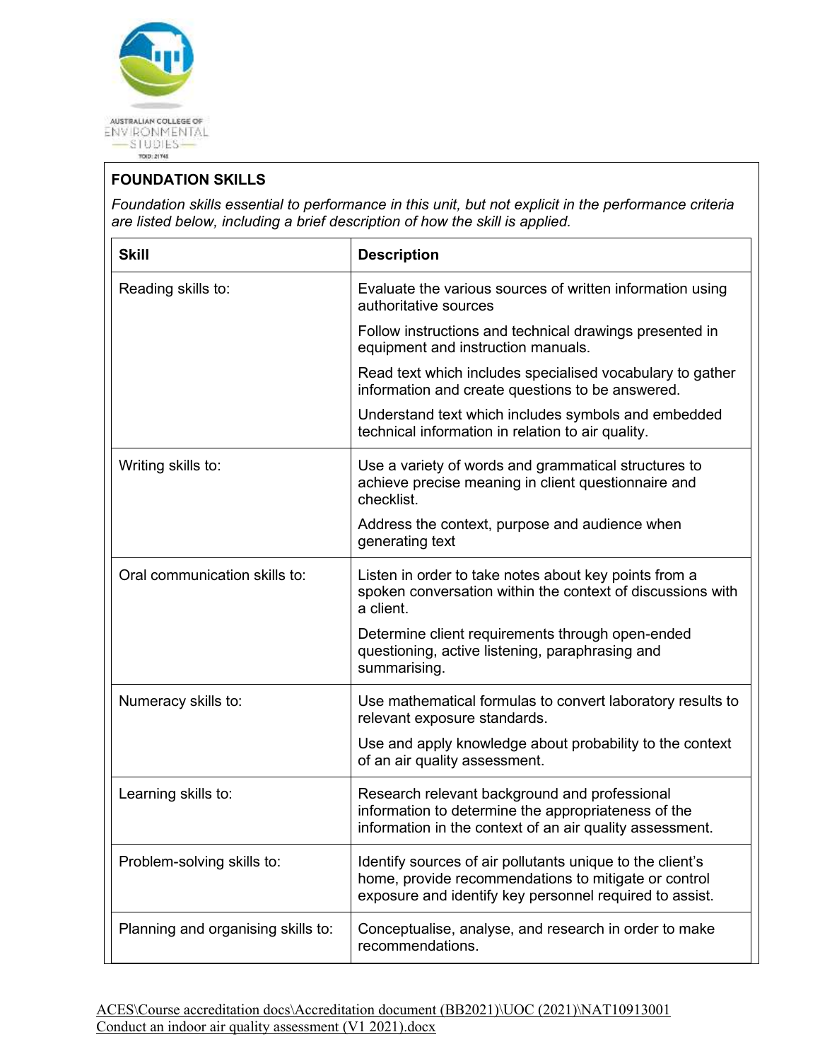**FOUNDATION SKILLS**

*Foundation skills essential to performance in this unit, but not explicit in the performance criteria are listed below, including a brief description of how the skill is applied.*

| Skill | Description |
|---|---|
| Reading skills to: | Evaluate the various sources of written information using authoritative sources<br><br>Follow instructions and technical drawings presented in equipment and instruction manuals.<br><br>Read text which includes specialised vocabulary to gather information and create questions to be answered.<br><br>Understand text which includes symbols and embedded technical information in relation to air quality. |
| Writing skills to: | Use a variety of words and grammatical structures to achieve precise meaning in client questionnaire and checklist.<br><br>Address the context, purpose and audience when generating text |
| Oral communication skills to: | Listen in order to take notes about key points from a spoken conversation within the context of discussions with a client.<br><br>Determine client requirements through open-ended questioning, active listening, paraphrasing and summarising. |
| Numeracy skills to: | Use mathematical formulas to convert laboratory results to relevant exposure standards.<br><br>Use and apply knowledge about probability to the context of an air quality assessment. |
| Learning skills to: | Research relevant background and professional information to determine the appropriateness of the information in the context of an air quality assessment. |
| Problem-solving skills to: | Identify sources of air pollutants unique to the client's home, provide recommendations to mitigate or control exposure and identify key personnel required to assist. |
| Planning and organising skills to: | Conceptualise, analyse, and research in order to make recommendations. |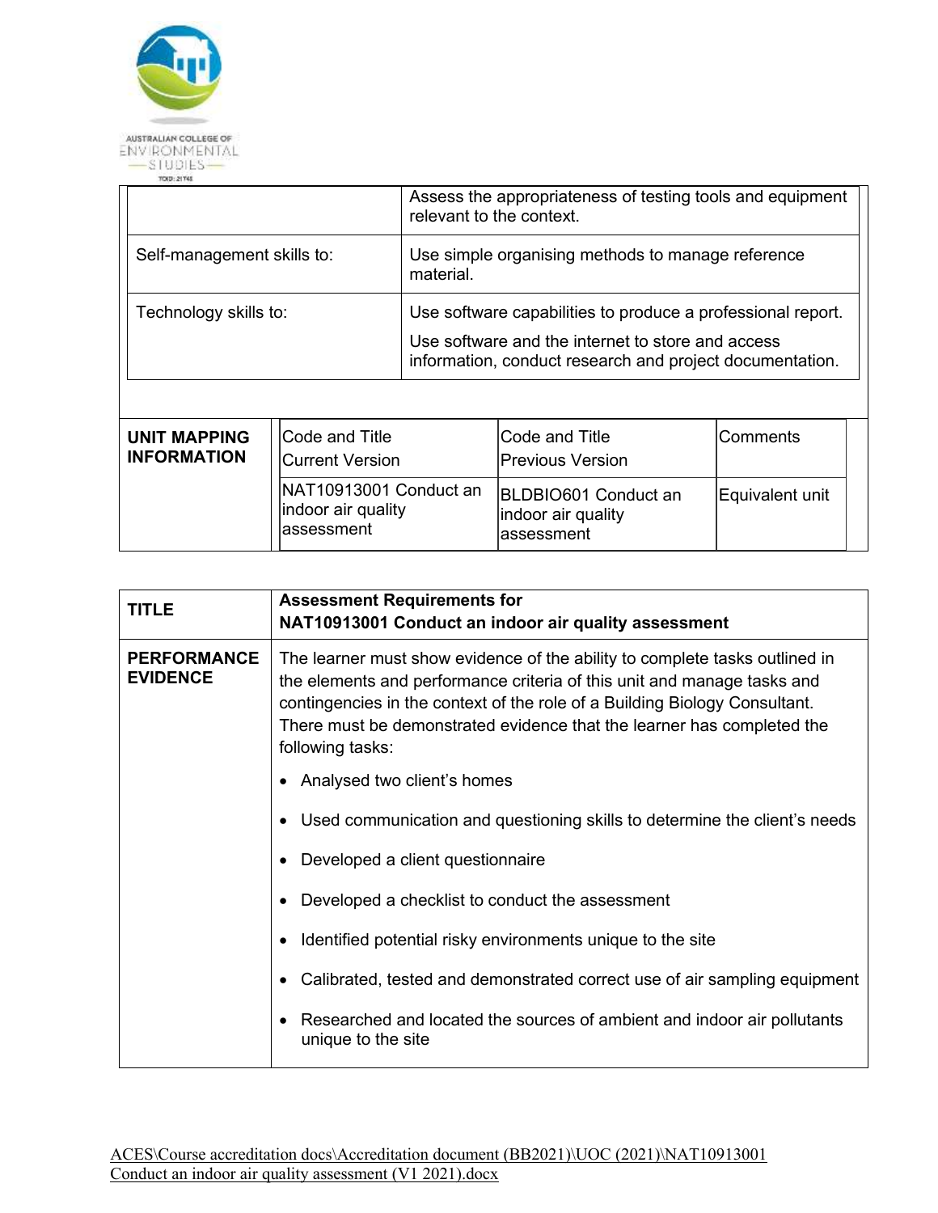|  |  |
|---|---|
|  | Assess the appropriateness of testing tools and equipment relevant to the context. |
| Self-management skills to: | Use simple organising methods to manage reference material. |
| Technology skills to: | Use software capabilities to produce a professional report.<br>Use software and the internet to store and access information, conduct research and project documentation. |

| UNIT MAPPING INFORMATION | Code and Title<br>Current Version | Code and Title<br>Previous Version | Comments |
|---|---|---|---|
|  | NAT10913001 Conduct an indoor air quality assessment | BLDBIO601 Conduct an indoor air quality assessment | Equivalent unit |

| TITLE | Assessment Requirements for<br>NAT10913001 Conduct an indoor air quality assessment |
|---|---|
| PERFORMANCE EVIDENCE | The learner must show evidence of the ability to complete tasks outlined in the elements and performance criteria of this unit and manage tasks and contingencies in the context of the role of a Building Biology Consultant. There must be demonstrated evidence that the learner has completed the following tasks:<br>• Analysed two client's homes<br>• Used communication and questioning skills to determine the client's needs<br>• Developed a client questionnaire<br>• Developed a checklist to conduct the assessment<br>• Identified potential risky environments unique to the site<br>• Calibrated, tested and demonstrated correct use of air sampling equipment<br>• Researched and located the sources of ambient and indoor air pollutants unique to the site |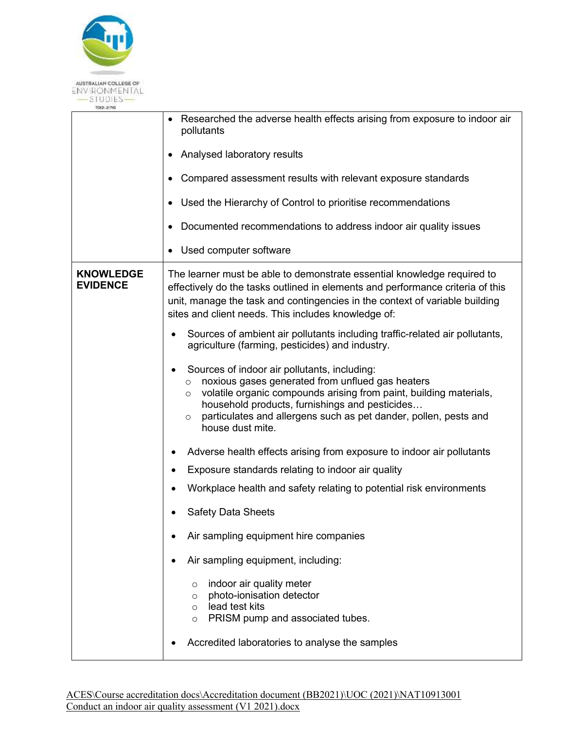| | |
|---|---|
| | • Researched the adverse health effects arising from exposure to indoor air pollutants<br><br>• Analysed laboratory results<br><br>• Compared assessment results with relevant exposure standards<br><br>• Used the Hierarchy of Control to prioritise recommendations<br><br>• Documented recommendations to address indoor air quality issues<br><br>• Used computer software |
| **KNOWLEDGE EVIDENCE** | The learner must be able to demonstrate essential knowledge required to effectively do the tasks outlined in elements and performance criteria of this unit, manage the task and contingencies in the context of variable building sites and client needs. This includes knowledge of:<br><br>• Sources of ambient air pollutants including traffic-related air pollutants, agriculture (farming, pesticides) and industry.<br><br>• Sources of indoor air pollutants, including:<br>&nbsp;&nbsp;○ noxious gases generated from unflued gas heaters<br>&nbsp;&nbsp;○ volatile organic compounds arising from paint, building materials, household products, furnishings and pesticides…<br>&nbsp;&nbsp;○ particulates and allergens such as pet dander, pollen, pests and house dust mite.<br><br>• Adverse health effects arising from exposure to indoor air pollutants<br><br>• Exposure standards relating to indoor air quality<br><br>• Workplace health and safety relating to potential risk environments<br><br>• Safety Data Sheets<br><br>• Air sampling equipment hire companies<br><br>• Air sampling equipment, including:<br>&nbsp;&nbsp;○ indoor air quality meter<br>&nbsp;&nbsp;○ photo-ionisation detector<br>&nbsp;&nbsp;○ lead test kits<br>&nbsp;&nbsp;○ PRISM pump and associated tubes.<br><br>• Accredited laboratories to analyse the samples |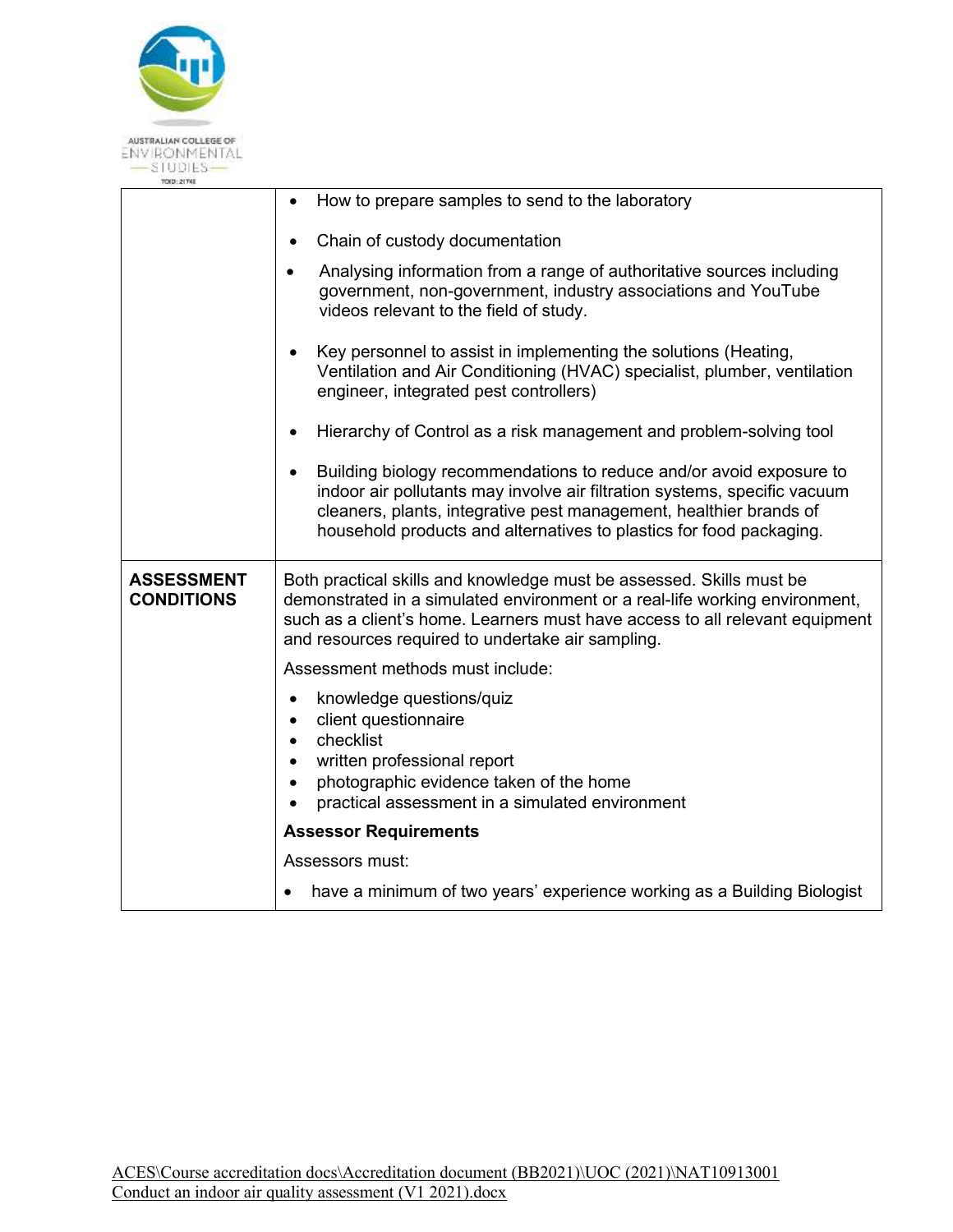| | |
|---|---|
| | • How to prepare samples to send to the laboratory<br>• Chain of custody documentation<br>• Analysing information from a range of authoritative sources including government, non-government, industry associations and YouTube videos relevant to the field of study.<br>• Key personnel to assist in implementing the solutions (Heating, Ventilation and Air Conditioning (HVAC) specialist, plumber, ventilation engineer, integrated pest controllers)<br>• Hierarchy of Control as a risk management and problem-solving tool<br>• Building biology recommendations to reduce and/or avoid exposure to indoor air pollutants may involve air filtration systems, specific vacuum cleaners, plants, integrative pest management, healthier brands of household products and alternatives to plastics for food packaging. |
| **ASSESSMENT CONDITIONS** | Both practical skills and knowledge must be assessed. Skills must be demonstrated in a simulated environment or a real-life working environment, such as a client's home. Learners must have access to all relevant equipment and resources required to undertake air sampling.<br>Assessment methods must include:<br>• knowledge questions/quiz<br>• client questionnaire<br>• checklist<br>• written professional report<br>• photographic evidence taken of the home<br>• practical assessment in a simulated environment<br>**Assessor Requirements**<br>Assessors must:<br>• have a minimum of two years' experience working as a Building Biologist |